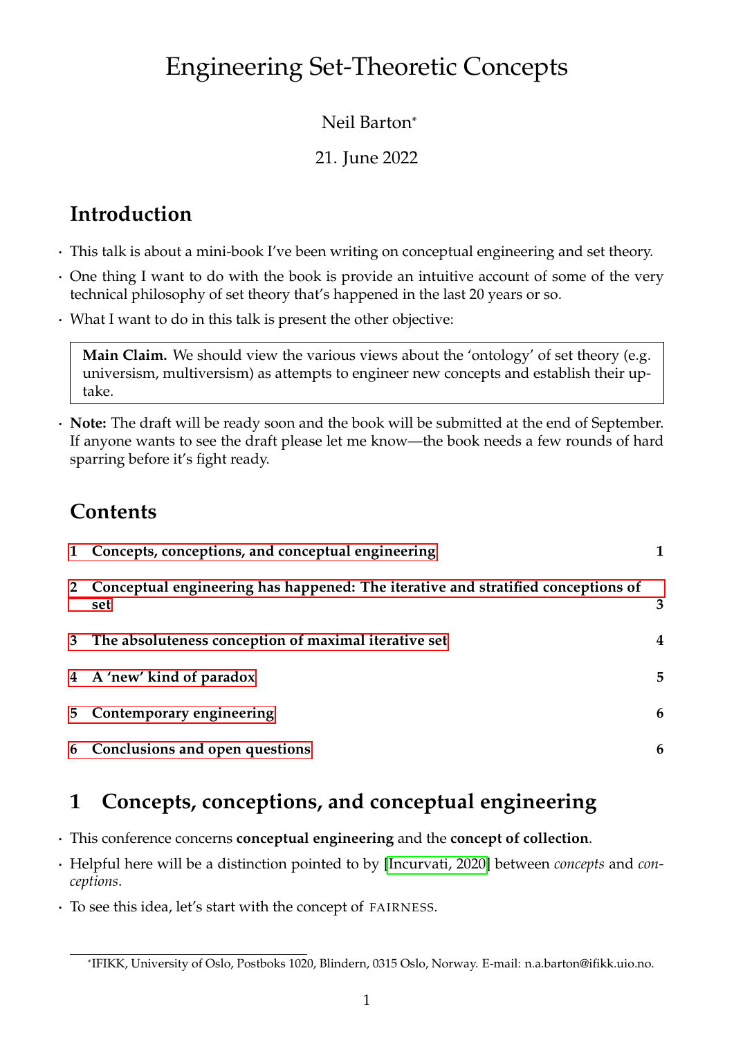# Engineering Set-Theoretic Concepts

Neil Barton[*]

21. June 2022

## Introduction

- This talk is about a mini-book I've been writing on conceptual engineering and set theory.
- One thing I want to do with the book is provide an intuitive account of some of the very technical philosophy of set theory that's happened in the last 20 years or so.
- What I want to do in this talk is present the other objective:

> **Main Claim.** We should view the various views about the 'ontology' of set theory (e.g. universism, multiversism) as attempts to engineer new concepts and establish their uptake.

- **Note:** The draft will be ready soon and the book will be submitted at the end of September. If anyone wants to see the draft please let me know—the book needs a few rounds of hard sparring before it's fight ready.

## Contents

| | |
|---|---|
| **1 Concepts, conceptions, and conceptual engineering** | **1** |
| **2 Conceptual engineering has happened: The iterative and stratified conceptions of set** | **3** |
| **3 The absoluteness conception of maximal iterative set** | **4** |
| **4 A 'new' kind of paradox** | **5** |
| **5 Contemporary engineering** | **6** |
| **6 Conclusions and open questions** | **6** |

## 1 Concepts, conceptions, and conceptual engineering

- This conference concerns **conceptual engineering** and the **concept of collection**.
- Helpful here will be a distinction pointed to by [Incurvati, 2020] between *concepts* and *conceptions*.
- To see this idea, let's start with the concept of FAIRNESS.

[*]IFIKK, University of Oslo, Postboks 1020, Blindern, 0315 Oslo, Norway. E-mail: n.a.barton@ifikk.uio.no.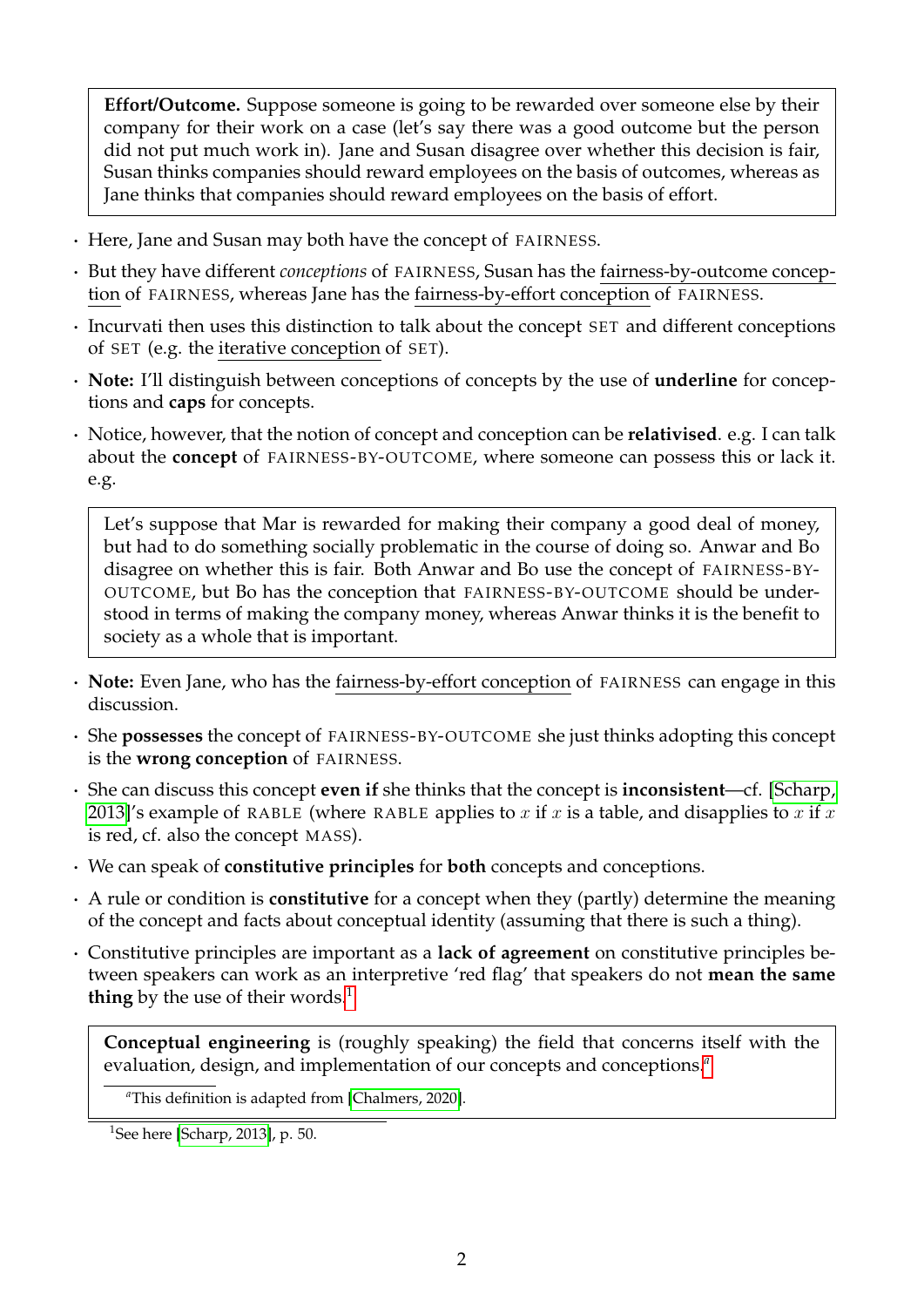**Effort/Outcome.** Suppose someone is going to be rewarded over someone else by their company for their work on a case (let's say there was a good outcome but the person did not put much work in). Jane and Susan disagree over whether this decision is fair, Susan thinks companies should reward employees on the basis of outcomes, whereas as Jane thinks that companies should reward employees on the basis of effort.

- Here, Jane and Susan may both have the concept of FAIRNESS.
- But they have different *conceptions* of FAIRNESS, Susan has the <u>fairness-by-outcome conception</u> of FAIRNESS, whereas Jane has the <u>fairness-by-effort conception</u> of FAIRNESS.
- Incurvati then uses this distinction to talk about the concept SET and different conceptions of SET (e.g. the <u>iterative conception</u> of SET).
- **Note:** I'll distinguish between conceptions of concepts by the use of **underline** for conceptions and **caps** for concepts.
- Notice, however, that the notion of concept and conception can be **relativised**. e.g. I can talk about the **concept** of FAIRNESS-BY-OUTCOME, where someone can possess this or lack it. e.g.

Let's suppose that Mar is rewarded for making their company a good deal of money, but had to do something socially problematic in the course of doing so. Anwar and Bo disagree on whether this is fair. Both Anwar and Bo use the concept of FAIRNESS-BY-OUTCOME, but Bo has the conception that FAIRNESS-BY-OUTCOME should be understood in terms of making the company money, whereas Anwar thinks it is the benefit to society as a whole that is important.

- **Note:** Even Jane, who has the <u>fairness-by-effort conception</u> of FAIRNESS can engage in this discussion.
- She **possesses** the concept of FAIRNESS-BY-OUTCOME she just thinks adopting this concept is the **wrong conception** of FAIRNESS.
- She can discuss this concept **even if** she thinks that the concept is **inconsistent**—cf. [Scharp, 2013]'s example of RABLE (where RABLE applies to $x$ if $x$ is a table, and disapplies to $x$ if $x$ is red, cf. also the concept MASS).
- We can speak of **constitutive principles** for **both** concepts and conceptions.
- A rule or condition is **constitutive** for a concept when they (partly) determine the meaning of the concept and facts about conceptual identity (assuming that there is such a thing).
- Constitutive principles are important as a **lack of agreement** on constitutive principles between speakers can work as an interpretive 'red flag' that speakers do not **mean the same thing** by the use of their words.[1]

**Conceptual engineering** is (roughly speaking) the field that concerns itself with the evaluation, design, and implementation of our concepts and conceptions.[a]

[a] This definition is adapted from [Chalmers, 2020].

[1] See here [Scharp, 2013], p. 50.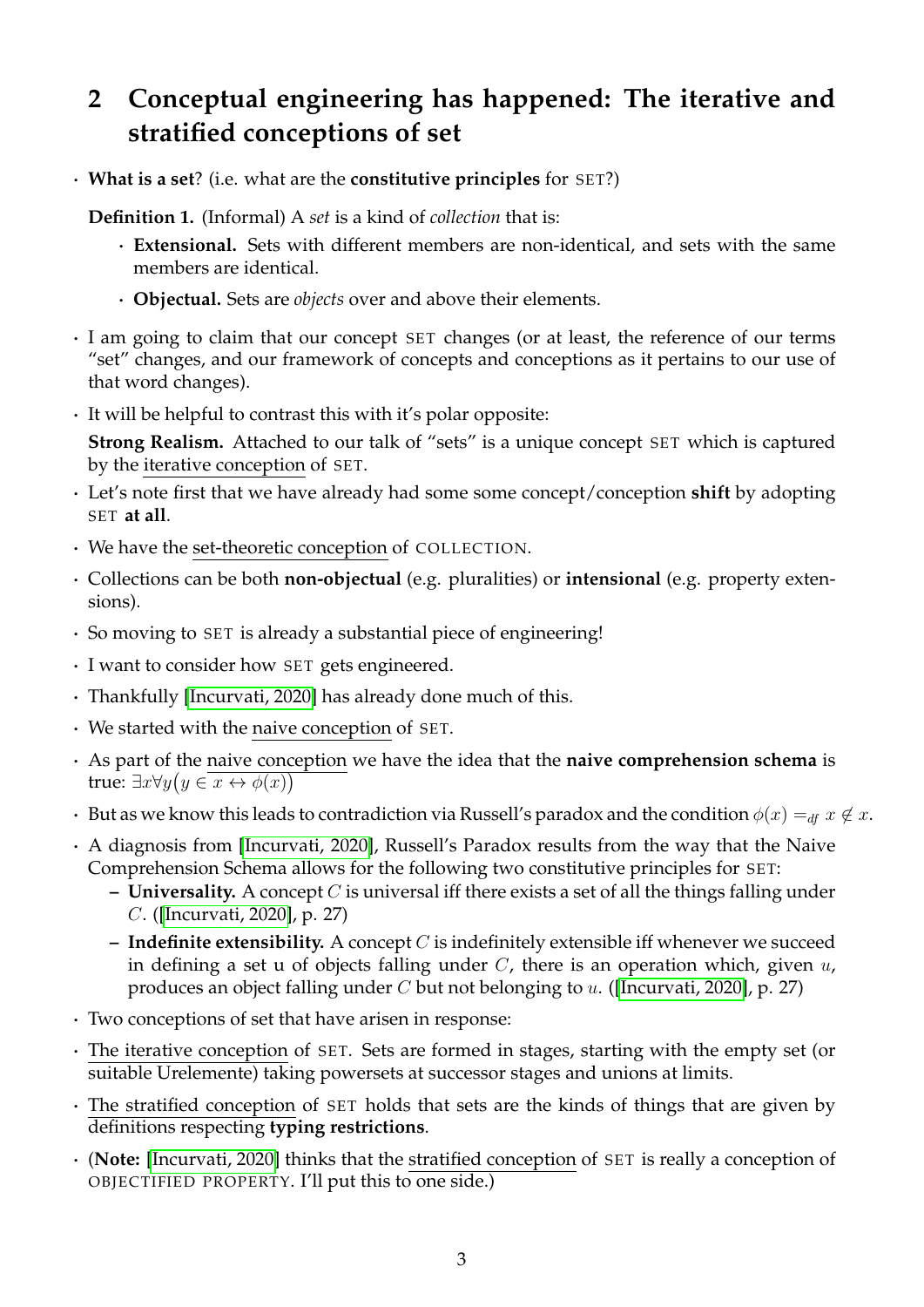## 2 Conceptual engineering has happened: The iterative and stratified conceptions of set

- **What is a set**? (i.e. what are the **constitutive principles** for SET?)

  **Definition 1.** (Informal) A *set* is a kind of *collection* that is:

  - **Extensional.** Sets with different members are non-identical, and sets with the same members are identical.
  - **Objectual.** Sets are *objects* over and above their elements.

- I am going to claim that our concept SET changes (or at least, the reference of our terms "set" changes, and our framework of concepts and conceptions as it pertains to our use of that word changes).
- It will be helpful to contrast this with it's polar opposite:

  **Strong Realism.** Attached to our talk of "sets" is a unique concept SET which is captured by the iterative conception of SET.

- Let's note first that we have already had some some concept/conception **shift** by adopting SET **at all**.
- We have the set-theoretic conception of COLLECTION.
- Collections can be both **non-objectual** (e.g. pluralities) or **intensional** (e.g. property extensions).
- So moving to SET is already a substantial piece of engineering!
- I want to consider how SET gets engineered.
- Thankfully [Incurvati, 2020] has already done much of this.
- We started with the naive conception of SET.
- As part of the naive conception we have the idea that the **naive comprehension schema** is true: $\exists x \forall y \big(y \in x \leftrightarrow \phi(x)\big)$
- But as we know this leads to contradiction via Russell's paradox and the condition $\phi(x) =_{df} x \notin x$.
- A diagnosis from [Incurvati, 2020], Russell's Paradox results from the way that the Naive Comprehension Schema allows for the following two constitutive principles for SET:
  - **Universality.** A concept $C$ is universal iff there exists a set of all the things falling under $C$. ([Incurvati, 2020], p. 27)
  - **Indefinite extensibility.** A concept $C$ is indefinitely extensible iff whenever we succeed in defining a set u of objects falling under $C$, there is an operation which, given $u$, produces an object falling under $C$ but not belonging to $u$. ([Incurvati, 2020], p. 27)
- Two conceptions of set that have arisen in response:
- The iterative conception of SET. Sets are formed in stages, starting with the empty set (or suitable Urelemente) taking powersets at successor stages and unions at limits.
- The stratified conception of SET holds that sets are the kinds of things that are given by definitions respecting **typing restrictions**.
- (**Note:** [Incurvati, 2020] thinks that the stratified conception of SET is really a conception of OBJECTIFIED PROPERTY. I'll put this to one side.)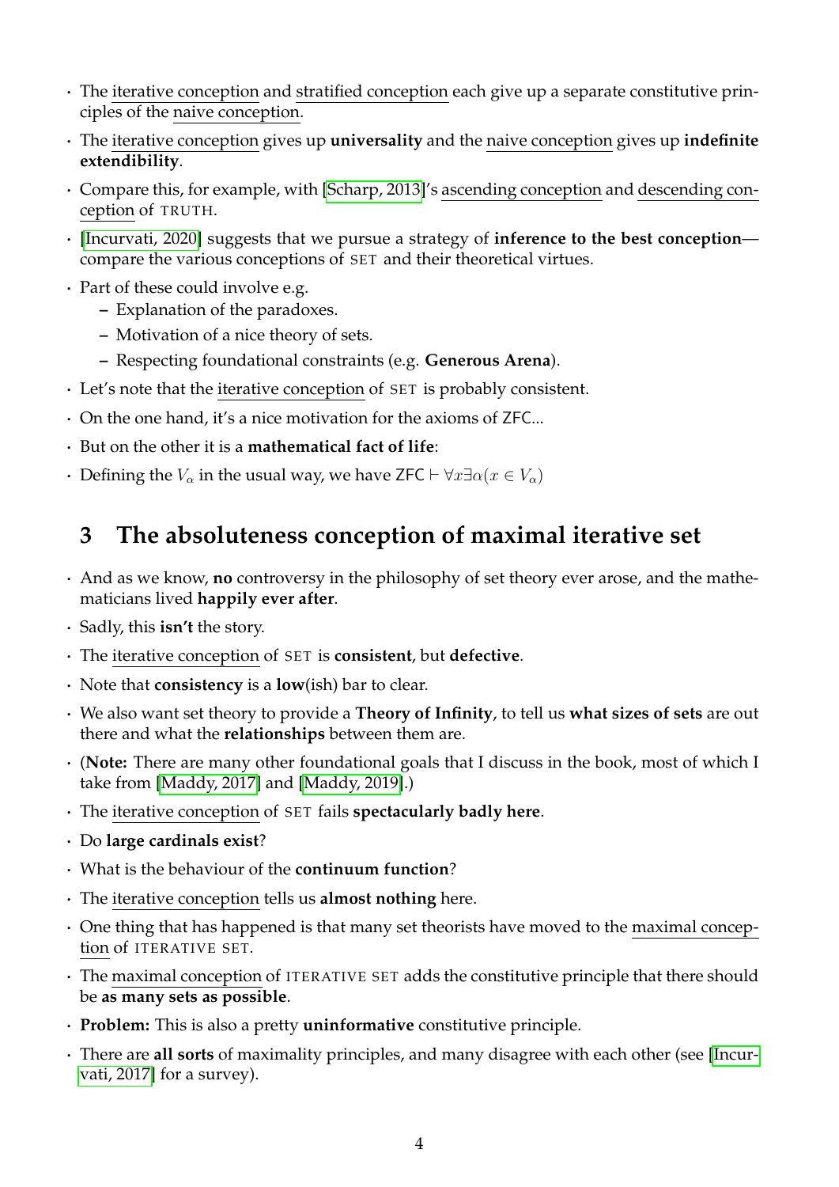- The iterative conception and stratified conception each give up a separate constitutive principles of the naive conception.
- The iterative conception gives up **universality** and the naive conception gives up **indefinite extendibility**.
- Compare this, for example, with [Scharp, 2013]'s ascending conception and descending conception of TRUTH.
- [Incurvati, 2020] suggests that we pursue a strategy of **inference to the best conception**—compare the various conceptions of SET and their theoretical virtues.
- Part of these could involve e.g.
  - Explanation of the paradoxes.
  - Motivation of a nice theory of sets.
  - Respecting foundational constraints (e.g. **Generous Arena**).
- Let's note that the iterative conception of SET is probably consistent.
- On the one hand, it's a nice motivation for the axioms of ZFC...
- But on the other it is a **mathematical fact of life**:
- Defining the $V_\alpha$ in the usual way, we have $\mathsf{ZFC} \vdash \forall x \exists \alpha (x \in V_\alpha)$

## 3 The absoluteness conception of maximal iterative set

- And as we know, **no** controversy in the philosophy of set theory ever arose, and the mathematicians lived **happily ever after**.
- Sadly, this **isn't** the story.
- The iterative conception of SET is **consistent**, but **defective**.
- Note that **consistency** is a **low**(ish) bar to clear.
- We also want set theory to provide a **Theory of Infinity**, to tell us **what sizes of sets** are out there and what the **relationships** between them are.
- (**Note:** There are many other foundational goals that I discuss in the book, most of which I take from [Maddy, 2017] and [Maddy, 2019].)
- The iterative conception of SET fails **spectacularly badly here**.
- Do **large cardinals exist**?
- What is the behaviour of the **continuum function**?
- The iterative conception tells us **almost nothing** here.
- One thing that has happened is that many set theorists have moved to the maximal conception of ITERATIVE SET.
- The maximal conception of ITERATIVE SET adds the constitutive principle that there should be **as many sets as possible**.
- **Problem:** This is also a pretty **uninformative** constitutive principle.
- There are **all sorts** of maximality principles, and many disagree with each other (see [Incurvati, 2017] for a survey).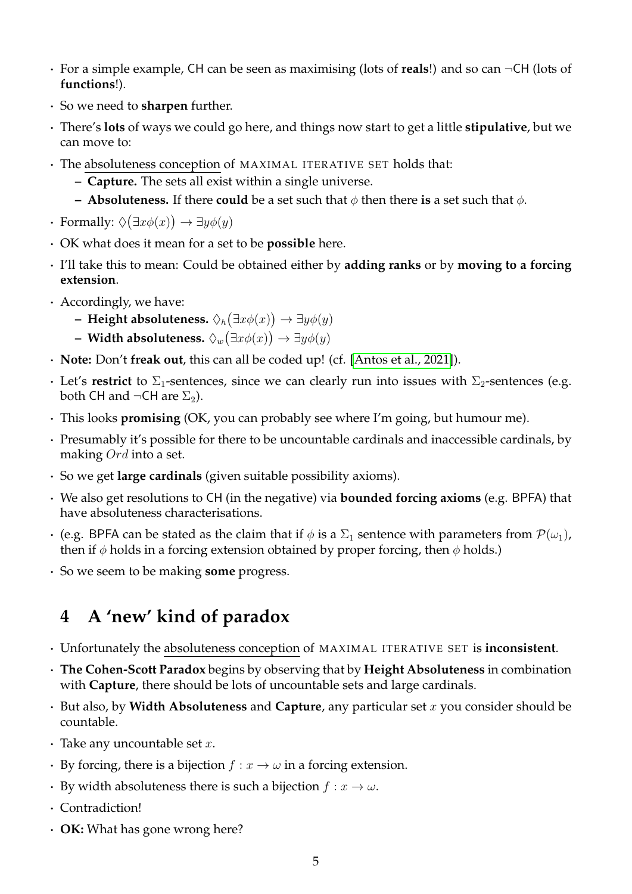- For a simple example, CH can be seen as maximising (lots of **reals**!) and so can ¬CH (lots of **functions**!).
- So we need to **sharpen** further.
- There's **lots** of ways we could go here, and things now start to get a little **stipulative**, but we can move to:
- The absoluteness conception of MAXIMAL ITERATIVE SET holds that:
  - **Capture.** The sets all exist within a single universe.
  - **Absoluteness.** If there **could** be a set such that $\phi$ then there **is** a set such that $\phi$.
- Formally: $\Diamond\big(\exists x\phi(x)\big) \rightarrow \exists y\phi(y)$
- OK what does it mean for a set to be **possible** here.
- I'll take this to mean: Could be obtained either by **adding ranks** or by **moving to a forcing extension**.
- Accordingly, we have:
  - **Height absoluteness.** $\Diamond_h\big(\exists x\phi(x)\big) \rightarrow \exists y\phi(y)$
  - **Width absoluteness.** $\Diamond_w\big(\exists x\phi(x)\big) \rightarrow \exists y\phi(y)$
- **Note:** Don't **freak out**, this can all be coded up! (cf. [Antos et al., 2021]).
- Let's **restrict** to $\Sigma_1$-sentences, since we can clearly run into issues with $\Sigma_2$-sentences (e.g. both CH and ¬CH are $\Sigma_2$).
- This looks **promising** (OK, you can probably see where I'm going, but humour me).
- Presumably it's possible for there to be uncountable cardinals and inaccessible cardinals, by making $Ord$ into a set.
- So we get **large cardinals** (given suitable possibility axioms).
- We also get resolutions to CH (in the negative) via **bounded forcing axioms** (e.g. BPFA) that have absoluteness characterisations.
- (e.g. BPFA can be stated as the claim that if $\phi$ is a $\Sigma_1$ sentence with parameters from $\mathcal{P}(\omega_1)$, then if $\phi$ holds in a forcing extension obtained by proper forcing, then $\phi$ holds.)
- So we seem to be making **some** progress.

# 4 A 'new' kind of paradox

- Unfortunately the absoluteness conception of MAXIMAL ITERATIVE SET is **inconsistent**.
- **The Cohen-Scott Paradox** begins by observing that by **Height Absoluteness** in combination with **Capture**, there should be lots of uncountable sets and large cardinals.
- But also, by **Width Absoluteness** and **Capture**, any particular set $x$ you consider should be countable.
- Take any uncountable set $x$.
- By forcing, there is a bijection $f : x \rightarrow \omega$ in a forcing extension.
- By width absoluteness there is such a bijection $f : x \rightarrow \omega$.
- Contradiction!
- **OK:** What has gone wrong here?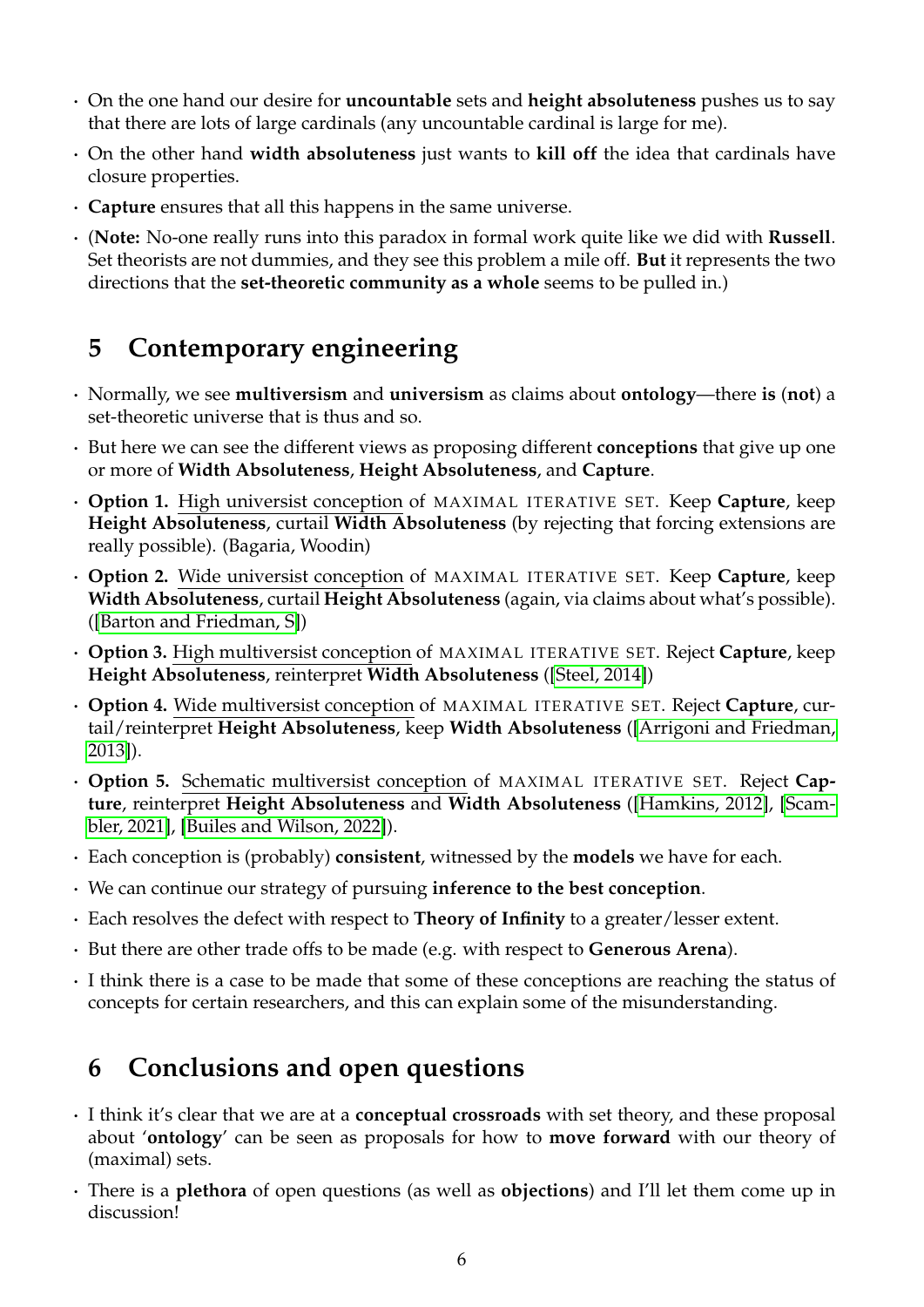- On the one hand our desire for **uncountable** sets and **height absoluteness** pushes us to say that there are lots of large cardinals (any uncountable cardinal is large for me).
- On the other hand **width absoluteness** just wants to **kill off** the idea that cardinals have closure properties.
- **Capture** ensures that all this happens in the same universe.
- (**Note:** No-one really runs into this paradox in formal work quite like we did with **Russell**. Set theorists are not dummies, and they see this problem a mile off. **But** it represents the two directions that the **set-theoretic community as a whole** seems to be pulled in.)

## 5 Contemporary engineering

- Normally, we see **multiversism** and **universism** as claims about **ontology**—there **is** (**not**) a set-theoretic universe that is thus and so.
- But here we can see the different views as proposing different **conceptions** that give up one or more of **Width Absoluteness**, **Height Absoluteness**, and **Capture**.
- **Option 1.** High universist conception of MAXIMAL ITERATIVE SET. Keep **Capture**, keep **Height Absoluteness**, curtail **Width Absoluteness** (by rejecting that forcing extensions are really possible). (Bagaria, Woodin)
- **Option 2.** Wide universist conception of MAXIMAL ITERATIVE SET. Keep **Capture**, keep **Width Absoluteness**, curtail **Height Absoluteness** (again, via claims about what's possible). ([Barton and Friedman, S])
- **Option 3.** High multiversist conception of MAXIMAL ITERATIVE SET. Reject **Capture**, keep **Height Absoluteness**, reinterpret **Width Absoluteness** ([Steel, 2014])
- **Option 4.** Wide multiversist conception of MAXIMAL ITERATIVE SET. Reject **Capture**, curtail/reinterpret **Height Absoluteness**, keep **Width Absoluteness** ([Arrigoni and Friedman, 2013]).
- **Option 5.** Schematic multiversist conception of MAXIMAL ITERATIVE SET. Reject **Capture**, reinterpret **Height Absoluteness** and **Width Absoluteness** ([Hamkins, 2012], [Scambler, 2021], [Builes and Wilson, 2022]).
- Each conception is (probably) **consistent**, witnessed by the **models** we have for each.
- We can continue our strategy of pursuing **inference to the best conception**.
- Each resolves the defect with respect to **Theory of Infinity** to a greater/lesser extent.
- But there are other trade offs to be made (e.g. with respect to **Generous Arena**).
- I think there is a case to be made that some of these conceptions are reaching the status of concepts for certain researchers, and this can explain some of the misunderstanding.

## 6 Conclusions and open questions

- I think it's clear that we are at a **conceptual crossroads** with set theory, and these proposal about '**ontology**' can be seen as proposals for how to **move forward** with our theory of (maximal) sets.
- There is a **plethora** of open questions (as well as **objections**) and I'll let them come up in discussion!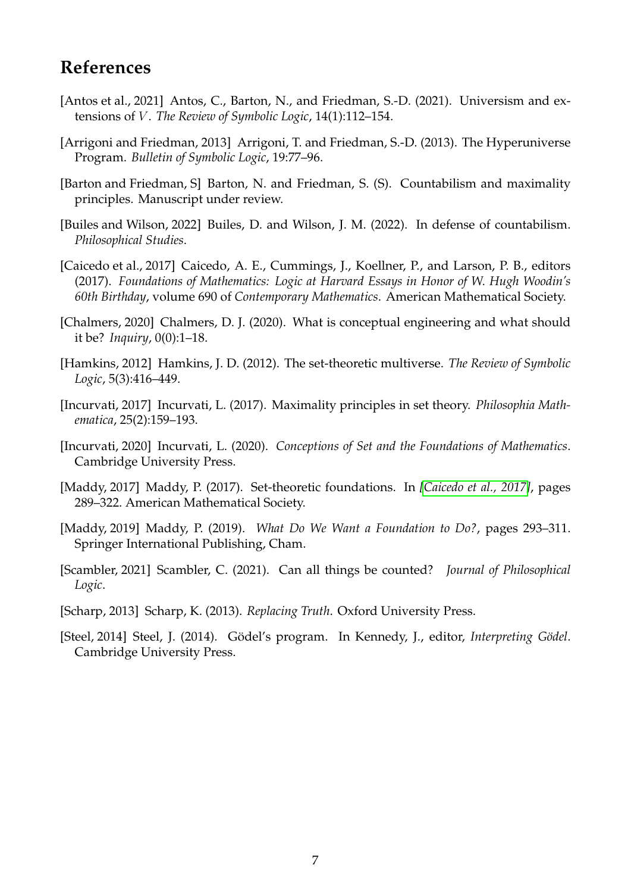## References

[Antos et al., 2021] Antos, C., Barton, N., and Friedman, S.-D. (2021). Universism and extensions of $V$. *The Review of Symbolic Logic*, 14(1):112–154.

[Arrigoni and Friedman, 2013] Arrigoni, T. and Friedman, S.-D. (2013). The Hyperuniverse Program. *Bulletin of Symbolic Logic*, 19:77–96.

[Barton and Friedman, S] Barton, N. and Friedman, S. (S). Countabilism and maximality principles. Manuscript under review.

[Builes and Wilson, 2022] Builes, D. and Wilson, J. M. (2022). In defense of countabilism. *Philosophical Studies*.

[Caicedo et al., 2017] Caicedo, A. E., Cummings, J., Koellner, P., and Larson, P. B., editors (2017). *Foundations of Mathematics: Logic at Harvard Essays in Honor of W. Hugh Woodin's 60th Birthday*, volume 690 of *Contemporary Mathematics*. American Mathematical Society.

[Chalmers, 2020] Chalmers, D. J. (2020). What is conceptual engineering and what should it be? *Inquiry*, 0(0):1–18.

[Hamkins, 2012] Hamkins, J. D. (2012). The set-theoretic multiverse. *The Review of Symbolic Logic*, 5(3):416–449.

[Incurvati, 2017] Incurvati, L. (2017). Maximality principles in set theory. *Philosophia Mathematica*, 25(2):159–193.

[Incurvati, 2020] Incurvati, L. (2020). *Conceptions of Set and the Foundations of Mathematics*. Cambridge University Press.

[Maddy, 2017] Maddy, P. (2017). Set-theoretic foundations. In [Caicedo et al., 2017], pages 289–322. American Mathematical Society.

[Maddy, 2019] Maddy, P. (2019). *What Do We Want a Foundation to Do?*, pages 293–311. Springer International Publishing, Cham.

[Scambler, 2021] Scambler, C. (2021). Can all things be counted? *Journal of Philosophical Logic*.

[Scharp, 2013] Scharp, K. (2013). *Replacing Truth*. Oxford University Press.

[Steel, 2014] Steel, J. (2014). Gödel's program. In Kennedy, J., editor, *Interpreting Gödel*. Cambridge University Press.